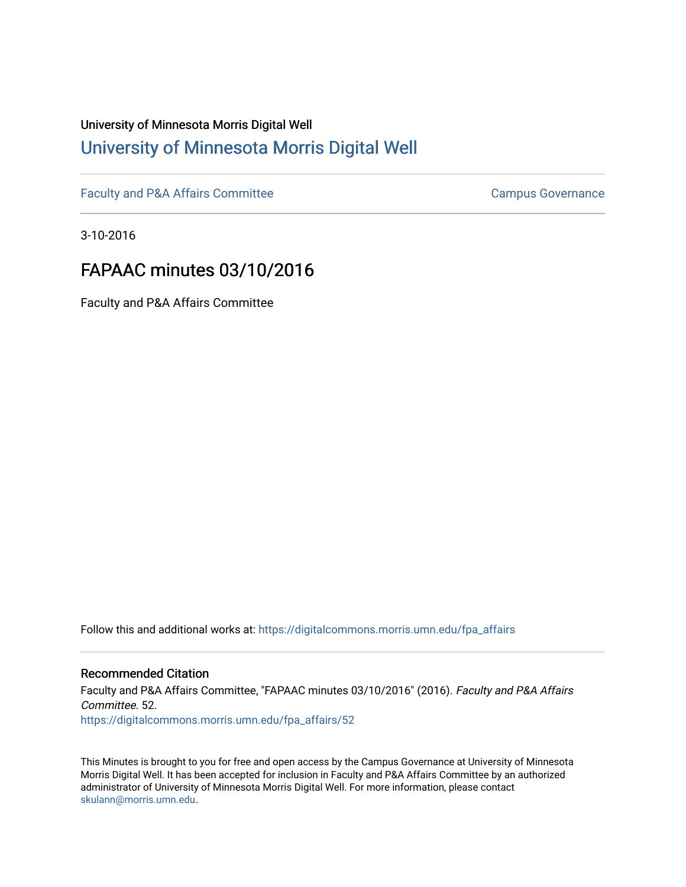University of Minnesota Morris Digital Well

# University of Minnesota Morris Digital Well

Faculty and P&A Affairs Committee

Campus Governance

3-10-2016

## FAPAAC minutes 03/10/2016

Faculty and P&A Affairs Committee

Follow this and additional works at: https://digitalcommons.morris.umn.edu/fpa_affairs

### Recommended Citation

Faculty and P&A Affairs Committee, "FAPAAC minutes 03/10/2016" (2016). *Faculty and P&A Affairs Committee*. 52.
https://digitalcommons.morris.umn.edu/fpa_affairs/52

This Minutes is brought to you for free and open access by the Campus Governance at University of Minnesota Morris Digital Well. It has been accepted for inclusion in Faculty and P&A Affairs Committee by an authorized administrator of University of Minnesota Morris Digital Well. For more information, please contact skulann@morris.umn.edu.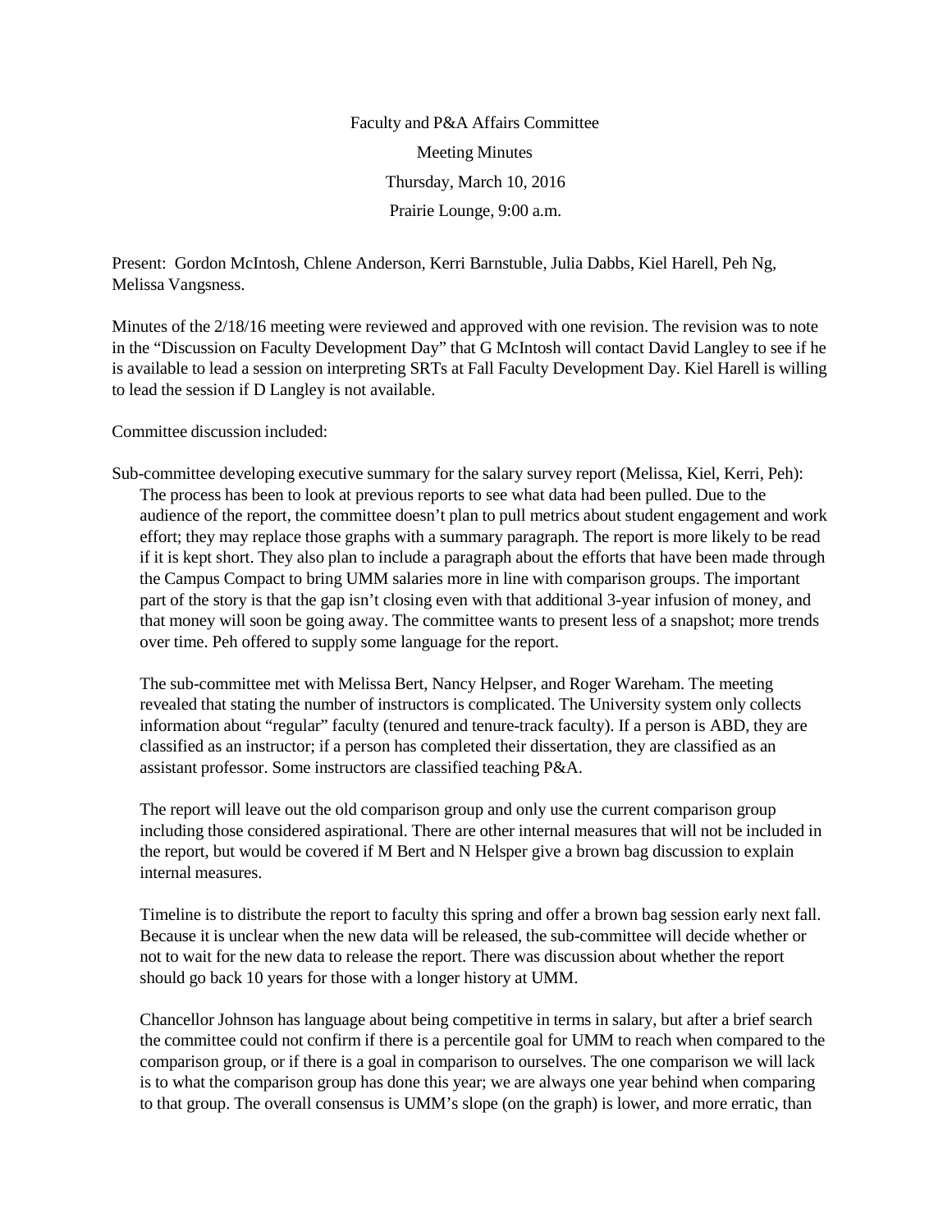Faculty and P&A Affairs Committee

Meeting Minutes

Thursday, March 10, 2016

Prairie Lounge, 9:00 a.m.

Present: Gordon McIntosh, Chlene Anderson, Kerri Barnstuble, Julia Dabbs, Kiel Harell, Peh Ng, Melissa Vangsness.

Minutes of the 2/18/16 meeting were reviewed and approved with one revision. The revision was to note in the "Discussion on Faculty Development Day" that G McIntosh will contact David Langley to see if he is available to lead a session on interpreting SRTs at Fall Faculty Development Day. Kiel Harell is willing to lead the session if D Langley is not available.

Committee discussion included:

Sub-committee developing executive summary for the salary survey report (Melissa, Kiel, Kerri, Peh):

The process has been to look at previous reports to see what data had been pulled. Due to the audience of the report, the committee doesn't plan to pull metrics about student engagement and work effort; they may replace those graphs with a summary paragraph. The report is more likely to be read if it is kept short. They also plan to include a paragraph about the efforts that have been made through the Campus Compact to bring UMM salaries more in line with comparison groups. The important part of the story is that the gap isn't closing even with that additional 3-year infusion of money, and that money will soon be going away. The committee wants to present less of a snapshot; more trends over time. Peh offered to supply some language for the report.

The sub-committee met with Melissa Bert, Nancy Helpser, and Roger Wareham. The meeting revealed that stating the number of instructors is complicated. The University system only collects information about "regular" faculty (tenured and tenure-track faculty). If a person is ABD, they are classified as an instructor; if a person has completed their dissertation, they are classified as an assistant professor. Some instructors are classified teaching P&A.

The report will leave out the old comparison group and only use the current comparison group including those considered aspirational. There are other internal measures that will not be included in the report, but would be covered if M Bert and N Helpser give a brown bag discussion to explain internal measures.

Timeline is to distribute the report to faculty this spring and offer a brown bag session early next fall. Because it is unclear when the new data will be released, the sub-committee will decide whether or not to wait for the new data to release the report. There was discussion about whether the report should go back 10 years for those with a longer history at UMM.

Chancellor Johnson has language about being competitive in terms in salary, but after a brief search the committee could not confirm if there is a percentile goal for UMM to reach when compared to the comparison group, or if there is a goal in comparison to ourselves. The one comparison we will lack is to what the comparison group has done this year; we are always one year behind when comparing to that group. The overall consensus is UMM's slope (on the graph) is lower, and more erratic, than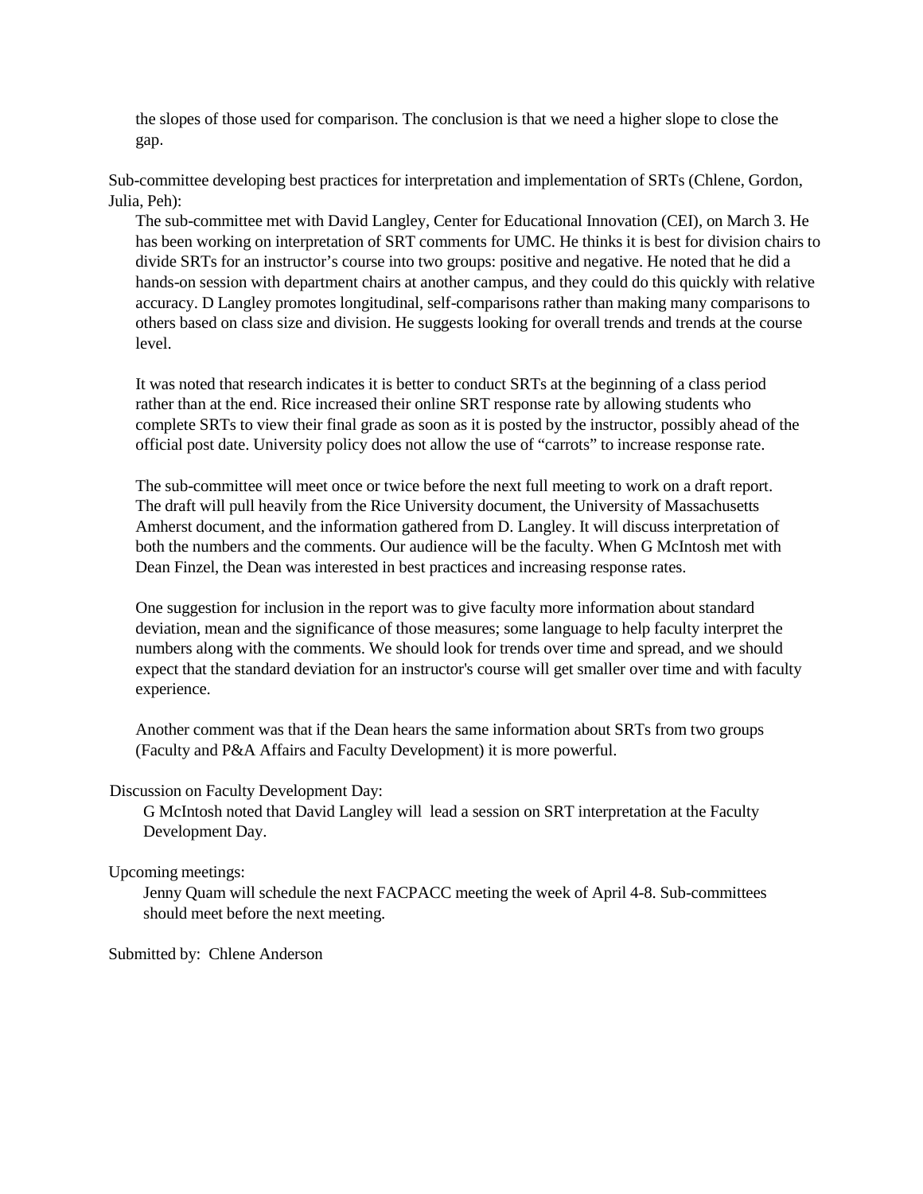the slopes of those used for comparison. The conclusion is that we need a higher slope to close the gap.

Sub-committee developing best practices for interpretation and implementation of SRTs (Chlene, Gordon, Julia, Peh):

The sub-committee met with David Langley, Center for Educational Innovation (CEI), on March 3. He has been working on interpretation of SRT comments for UMC. He thinks it is best for division chairs to divide SRTs for an instructor's course into two groups: positive and negative. He noted that he did a hands-on session with department chairs at another campus, and they could do this quickly with relative accuracy. D Langley promotes longitudinal, self-comparisons rather than making many comparisons to others based on class size and division. He suggests looking for overall trends and trends at the course level.

It was noted that research indicates it is better to conduct SRTs at the beginning of a class period rather than at the end. Rice increased their online SRT response rate by allowing students who complete SRTs to view their final grade as soon as it is posted by the instructor, possibly ahead of the official post date. University policy does not allow the use of "carrots" to increase response rate.

The sub-committee will meet once or twice before the next full meeting to work on a draft report. The draft will pull heavily from the Rice University document, the University of Massachusetts Amherst document, and the information gathered from D. Langley. It will discuss interpretation of both the numbers and the comments. Our audience will be the faculty. When G McIntosh met with Dean Finzel, the Dean was interested in best practices and increasing response rates.

One suggestion for inclusion in the report was to give faculty more information about standard deviation, mean and the significance of those measures; some language to help faculty interpret the numbers along with the comments. We should look for trends over time and spread, and we should expect that the standard deviation for an instructor's course will get smaller over time and with faculty experience.

Another comment was that if the Dean hears the same information about SRTs from two groups (Faculty and P&A Affairs and Faculty Development) it is more powerful.

Discussion on Faculty Development Day:

G McIntosh noted that David Langley will lead a session on SRT interpretation at the Faculty Development Day.

Upcoming meetings:

Jenny Quam will schedule the next FACPACC meeting the week of April 4-8. Sub-committees should meet before the next meeting.

Submitted by: Chlene Anderson